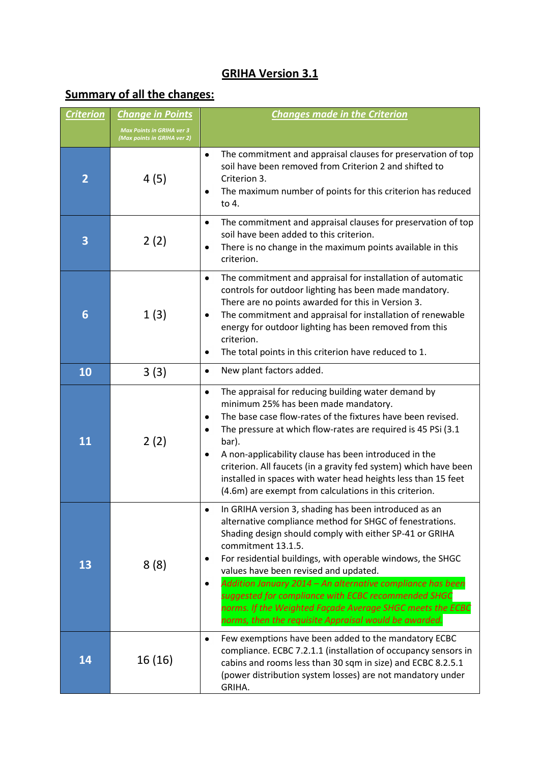# GRIHA Version 3.1

## Summary of all the changes:

| Criterion | Change in Points<br>*Max Points in GRIHA ver 3 (Max points in GRIHA ver 2)* | Changes made in the Criterion |
|---|---|---|
| 2 | 4 (5) | • The commitment and appraisal clauses for preservation of top soil have been removed from Criterion 2 and shifted to Criterion 3.<br>• The maximum number of points for this criterion has reduced to 4. |
| 3 | 2 (2) | • The commitment and appraisal clauses for preservation of top soil have been added to this criterion.<br>• There is no change in the maximum points available in this criterion. |
| 6 | 1 (3) | • The commitment and appraisal for installation of automatic controls for outdoor lighting has been made mandatory. There are no points awarded for this in Version 3.<br>• The commitment and appraisal for installation of renewable energy for outdoor lighting has been removed from this criterion.<br>• The total points in this criterion have reduced to 1. |
| 10 | 3 (3) | • New plant factors added. |
| 11 | 2 (2) | • The appraisal for reducing building water demand by minimum 25% has been made mandatory.<br>• The base case flow-rates of the fixtures have been revised.<br>• The pressure at which flow-rates are required is 45 PSi (3.1 bar).<br>• A non-applicability clause has been introduced in the criterion. All faucets (in a gravity fed system) which have been installed in spaces with water head heights less than 15 feet (4.6m) are exempt from calculations in this criterion. |
| 13 | 8 (8) | • In GRIHA version 3, shading has been introduced as an alternative compliance method for SHGC of fenestrations. Shading design should comply with either SP-41 or GRIHA commitment 13.1.5.<br>• For residential buildings, with operable windows, the SHGC values have been revised and updated.<br>• *Addition January 2014 – An alternative compliance has been suggested for compliance with ECBC recommended SHGC norms. If the Weighted Façade Average SHGC meets the ECBC norms, then the requisite Appraisal would be awarded.* |
| 14 | 16 (16) | • Few exemptions have been added to the mandatory ECBC compliance. ECBC 7.2.1.1 (installation of occupancy sensors in cabins and rooms less than 30 sqm in size) and ECBC 8.2.5.1 (power distribution system losses) are not mandatory under GRIHA. |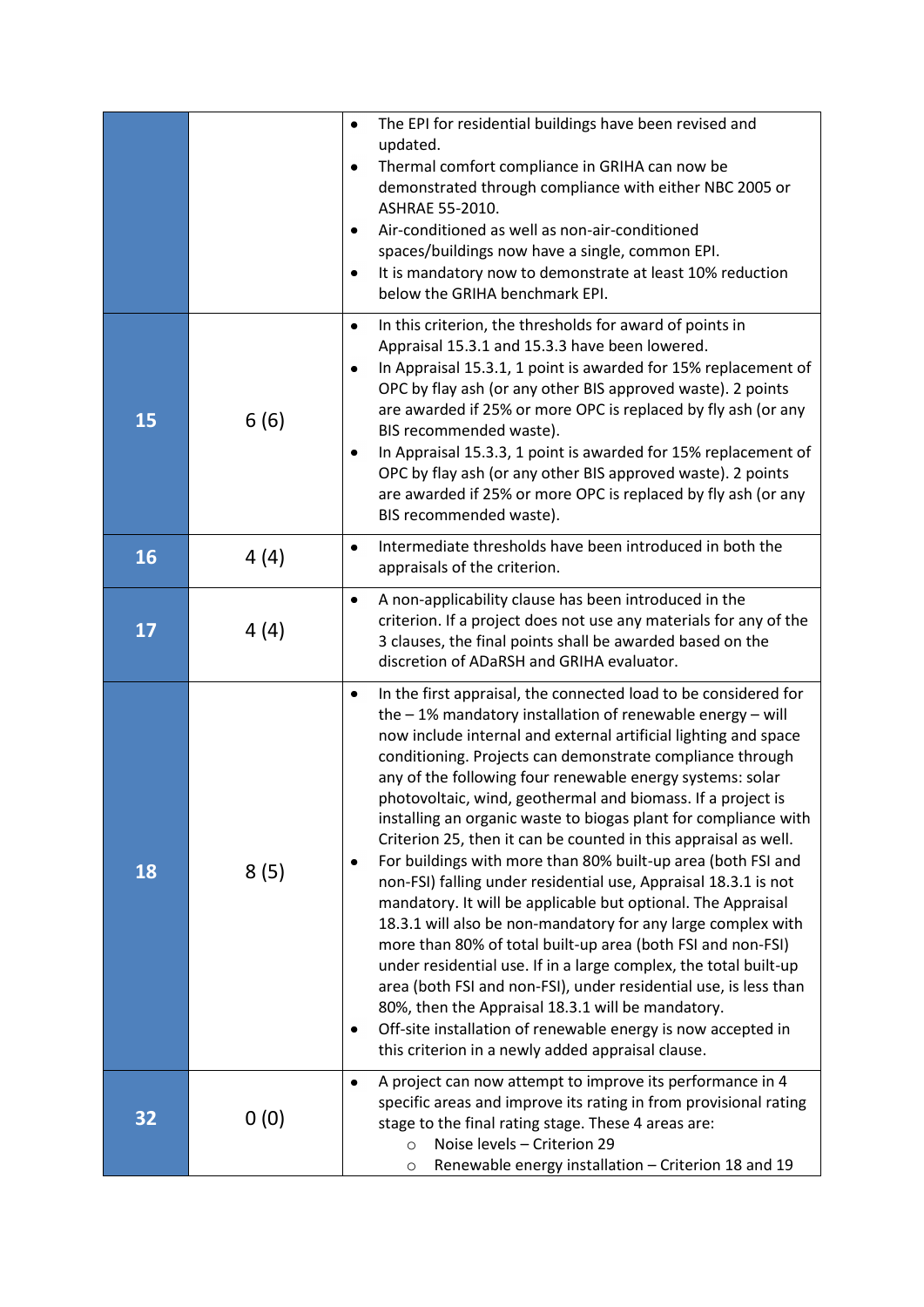| | | |
|---|---|---|
| | | • The EPI for residential buildings have been revised and updated.<br>• Thermal comfort compliance in GRIHA can now be demonstrated through compliance with either NBC 2005 or ASHRAE 55-2010.<br>• Air-conditioned as well as non-air-conditioned spaces/buildings now have a single, common EPI.<br>• It is mandatory now to demonstrate at least 10% reduction below the GRIHA benchmark EPI. |
| **15** | 6 (6) | • In this criterion, the thresholds for award of points in Appraisal 15.3.1 and 15.3.3 have been lowered.<br>• In Appraisal 15.3.1, 1 point is awarded for 15% replacement of OPC by flay ash (or any other BIS approved waste). 2 points are awarded if 25% or more OPC is replaced by fly ash (or any BIS recommended waste).<br>• In Appraisal 15.3.3, 1 point is awarded for 15% replacement of OPC by flay ash (or any other BIS approved waste). 2 points are awarded if 25% or more OPC is replaced by fly ash (or any BIS recommended waste). |
| **16** | 4 (4) | • Intermediate thresholds have been introduced in both the appraisals of the criterion. |
| **17** | 4 (4) | • A non-applicability clause has been introduced in the criterion. If a project does not use any materials for any of the 3 clauses, the final points shall be awarded based on the discretion of ADaRSH and GRIHA evaluator. |
| **18** | 8 (5) | • In the first appraisal, the connected load to be considered for the – 1% mandatory installation of renewable energy – will now include internal and external artificial lighting and space conditioning. Projects can demonstrate compliance through any of the following four renewable energy systems: solar photovoltaic, wind, geothermal and biomass. If a project is installing an organic waste to biogas plant for compliance with Criterion 25, then it can be counted in this appraisal as well.<br>• For buildings with more than 80% built-up area (both FSI and non-FSI) falling under residential use, Appraisal 18.3.1 is not mandatory. It will be applicable but optional. The Appraisal 18.3.1 will also be non-mandatory for any large complex with more than 80% of total built-up area (both FSI and non-FSI) under residential use. If in a large complex, the total built-up area (both FSI and non-FSI), under residential use, is less than 80%, then the Appraisal 18.3.1 will be mandatory.<br>• Off-site installation of renewable energy is now accepted in this criterion in a newly added appraisal clause. |
| **32** | 0 (0) | • A project can now attempt to improve its performance in 4 specific areas and improve its rating in from provisional rating stage to the final rating stage. These 4 areas are:<br>&nbsp;&nbsp;&nbsp;&nbsp;○ Noise levels – Criterion 29<br>&nbsp;&nbsp;&nbsp;&nbsp;○ Renewable energy installation – Criterion 18 and 19 |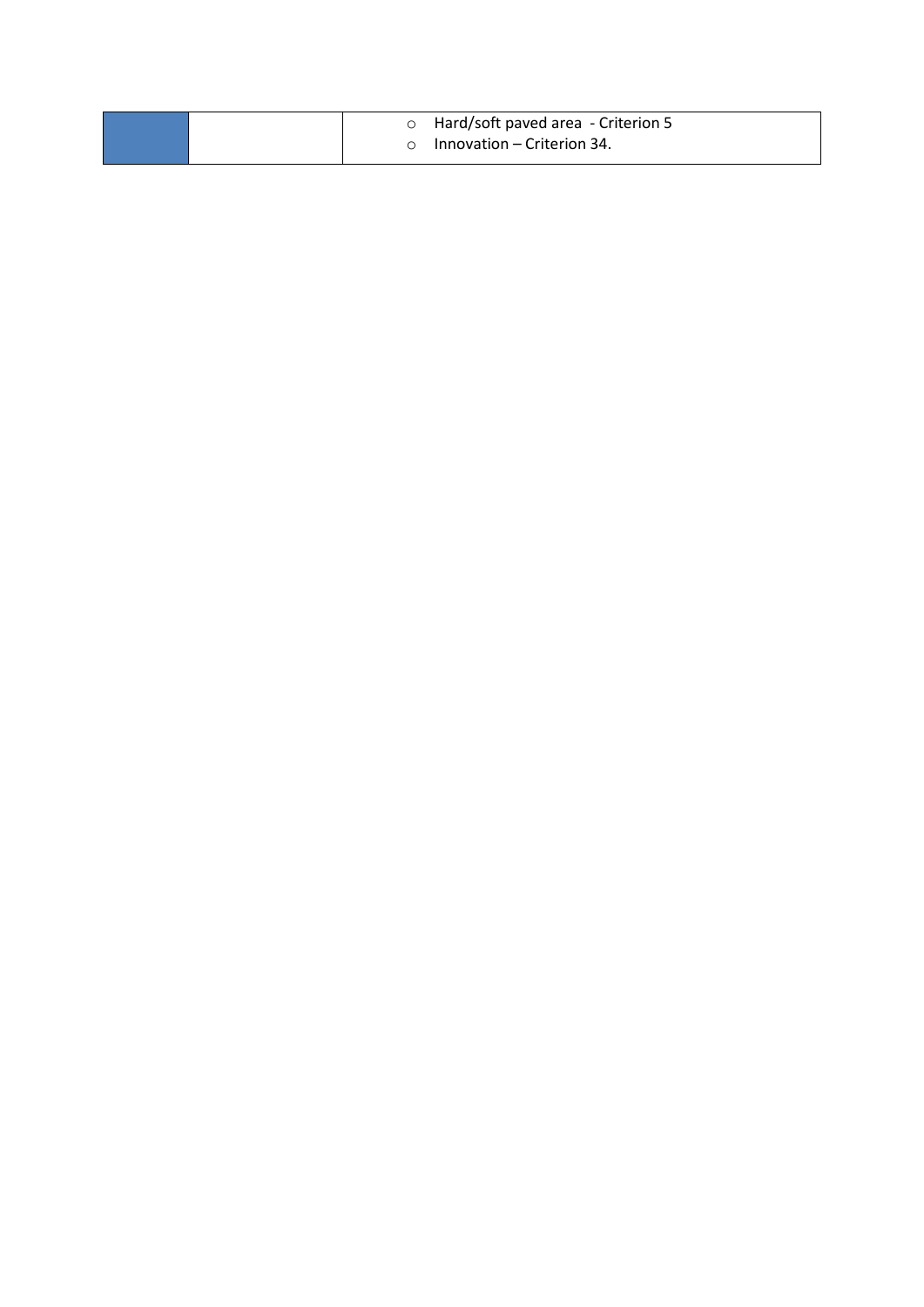| | | |
|---|---|---|
| | | ○ Hard/soft paved area - Criterion 5<br>○ Innovation – Criterion 34. |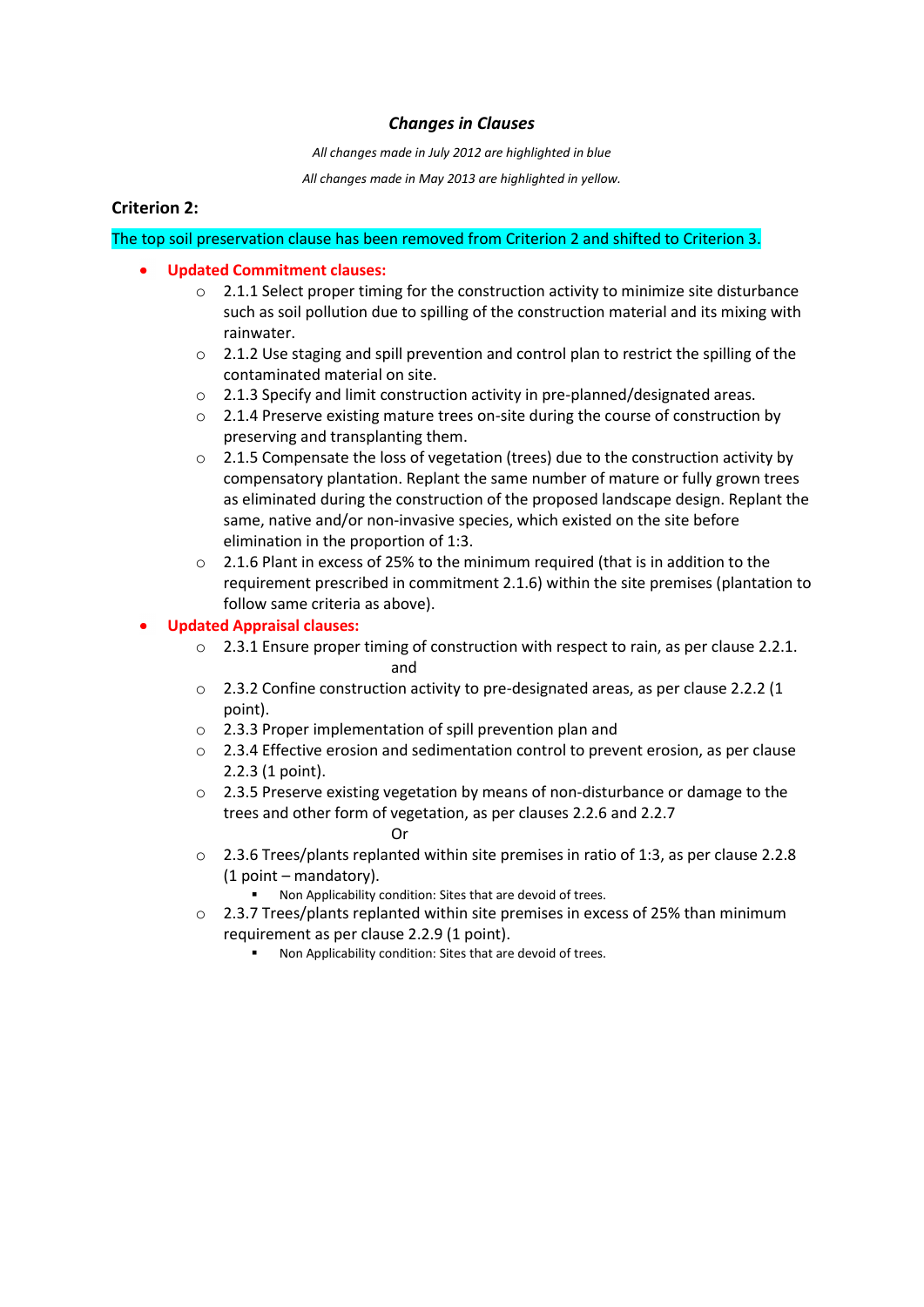### *Changes in Clauses*

*All changes made in July 2012 are highlighted in blue*

*All changes made in May 2013 are highlighted in yellow.*

## Criterion 2:

The top soil preservation clause has been removed from Criterion 2 and shifted to Criterion 3.

- **Updated Commitment clauses:**
  - 2.1.1 Select proper timing for the construction activity to minimize site disturbance such as soil pollution due to spilling of the construction material and its mixing with rainwater.
  - 2.1.2 Use staging and spill prevention and control plan to restrict the spilling of the contaminated material on site.
  - 2.1.3 Specify and limit construction activity in pre-planned/designated areas.
  - 2.1.4 Preserve existing mature trees on-site during the course of construction by preserving and transplanting them.
  - 2.1.5 Compensate the loss of vegetation (trees) due to the construction activity by compensatory plantation. Replant the same number of mature or fully grown trees as eliminated during the construction of the proposed landscape design. Replant the same, native and/or non-invasive species, which existed on the site before elimination in the proportion of 1:3.
  - 2.1.6 Plant in excess of 25% to the minimum required (that is in addition to the requirement prescribed in commitment 2.1.6) within the site premises (plantation to follow same criteria as above).
- **Updated Appraisal clauses:**
  - 2.3.1 Ensure proper timing of construction with respect to rain, as per clause 2.2.1.
    
    and
  - 2.3.2 Confine construction activity to pre-designated areas, as per clause 2.2.2 (1 point).
  - 2.3.3 Proper implementation of spill prevention plan and
  - 2.3.4 Effective erosion and sedimentation control to prevent erosion, as per clause 2.2.3 (1 point).
  - 2.3.5 Preserve existing vegetation by means of non-disturbance or damage to the trees and other form of vegetation, as per clauses 2.2.6 and 2.2.7
    
    Or
  - 2.3.6 Trees/plants replanted within site premises in ratio of 1:3, as per clause 2.2.8 (1 point – mandatory).
    - Non Applicability condition: Sites that are devoid of trees.
  - 2.3.7 Trees/plants replanted within site premises in excess of 25% than minimum requirement as per clause 2.2.9 (1 point).
    - Non Applicability condition: Sites that are devoid of trees.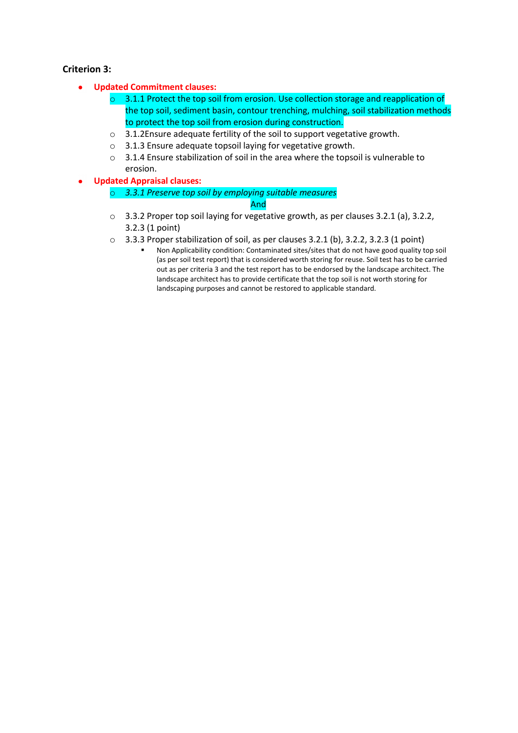**Criterion 3:**

- **Updated Commitment clauses:**
  - 3.1.1 Protect the top soil from erosion. Use collection storage and reapplication of the top soil, sediment basin, contour trenching, mulching, soil stabilization methods to protect the top soil from erosion during construction.
  - 3.1.2Ensure adequate fertility of the soil to support vegetative growth.
  - 3.1.3 Ensure adequate topsoil laying for vegetative growth.
  - 3.1.4 Ensure stabilization of soil in the area where the topsoil is vulnerable to erosion.
- **Updated Appraisal clauses:**
  - *3.3.1 Preserve top soil by employing suitable measures*

    And
  - 3.3.2 Proper top soil laying for vegetative growth, as per clauses 3.2.1 (a), 3.2.2, 3.2.3 (1 point)
  - 3.3.3 Proper stabilization of soil, as per clauses 3.2.1 (b), 3.2.2, 3.2.3 (1 point)
    - Non Applicability condition: Contaminated sites/sites that do not have good quality top soil (as per soil test report) that is considered worth storing for reuse. Soil test has to be carried out as per criteria 3 and the test report has to be endorsed by the landscape architect. The landscape architect has to provide certificate that the top soil is not worth storing for landscaping purposes and cannot be restored to applicable standard.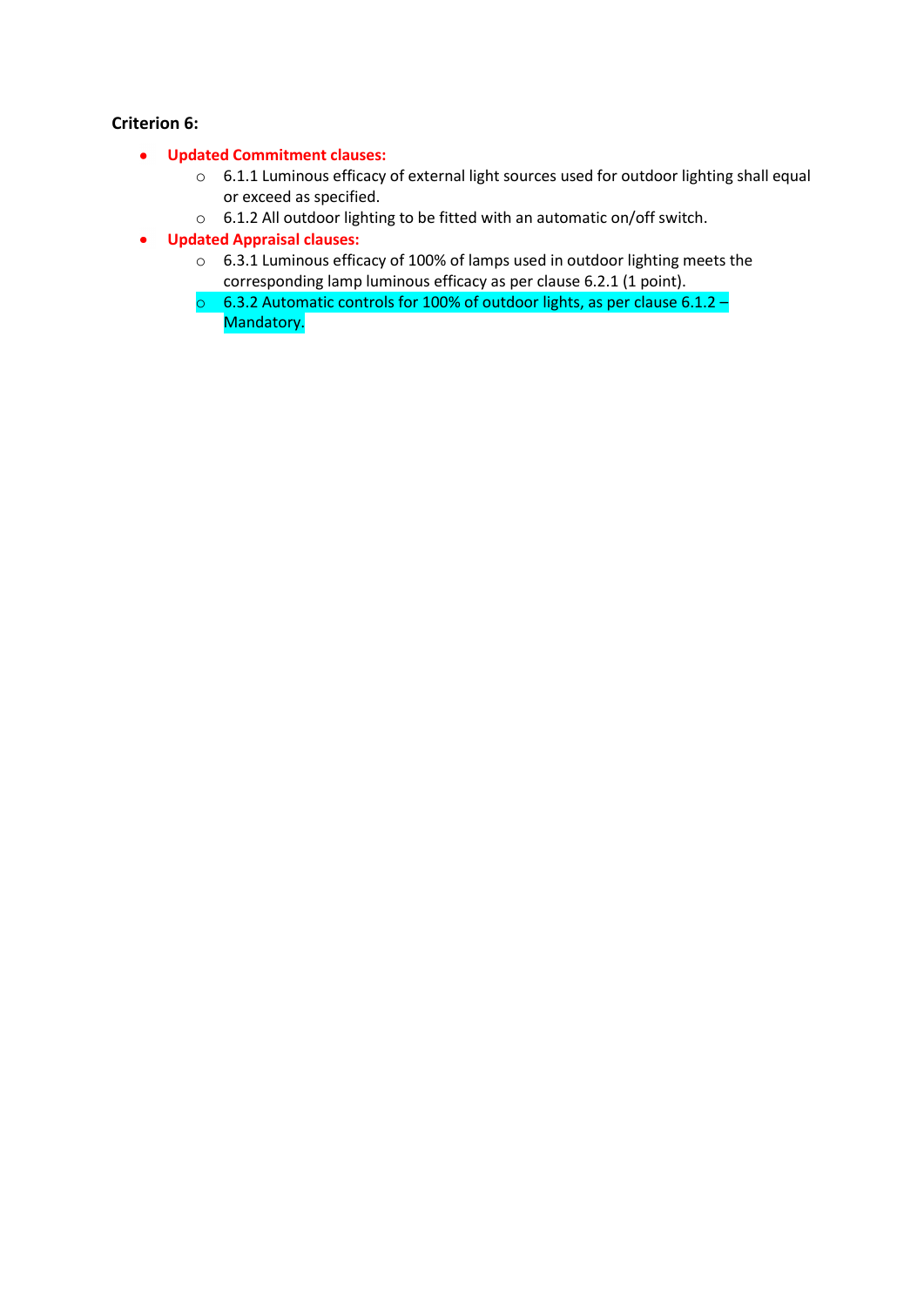**Criterion 6:**

- **Updated Commitment clauses:**
    - 6.1.1 Luminous efficacy of external light sources used for outdoor lighting shall equal or exceed as specified.
    - 6.1.2 All outdoor lighting to be fitted with an automatic on/off switch.
- **Updated Appraisal clauses:**
    - 6.3.1 Luminous efficacy of 100% of lamps used in outdoor lighting meets the corresponding lamp luminous efficacy as per clause 6.2.1 (1 point).
    - 6.3.2 Automatic controls for 100% of outdoor lights, as per clause 6.1.2 – Mandatory.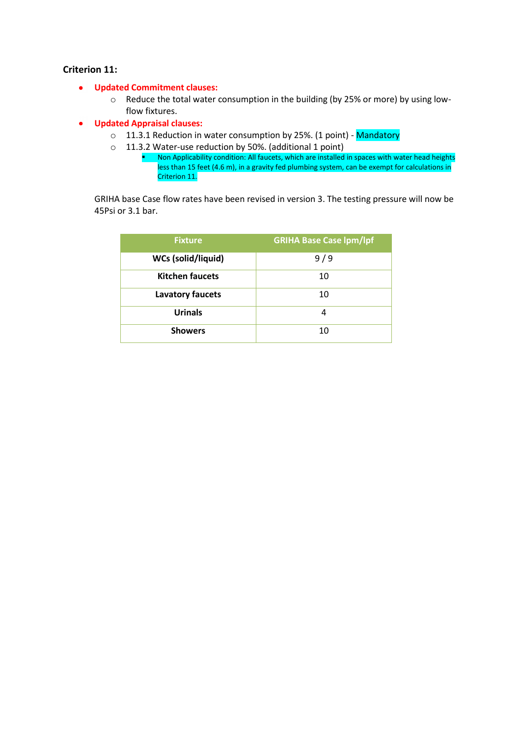### Criterion 11:

- **Updated Commitment clauses:**
  - Reduce the total water consumption in the building (by 25% or more) by using low-flow fixtures.
- **Updated Appraisal clauses:**
  - 11.3.1 Reduction in water consumption by 25%. (1 point) - Mandatory
  - 11.3.2 Water-use reduction by 50%. (additional 1 point)
    - Non Applicability condition: All faucets, which are installed in spaces with water head heights less than 15 feet (4.6 m), in a gravity fed plumbing system, can be exempt for calculations in Criterion 11.

GRIHA base Case flow rates have been revised in version 3. The testing pressure will now be 45Psi or 3.1 bar.

| Fixture | GRIHA Base Case lpm/lpf |
|---|---|
| **WCs (solid/liquid)** | 9 / 9 |
| **Kitchen faucets** | 10 |
| **Lavatory faucets** | 10 |
| **Urinals** | 4 |
| **Showers** | 10 |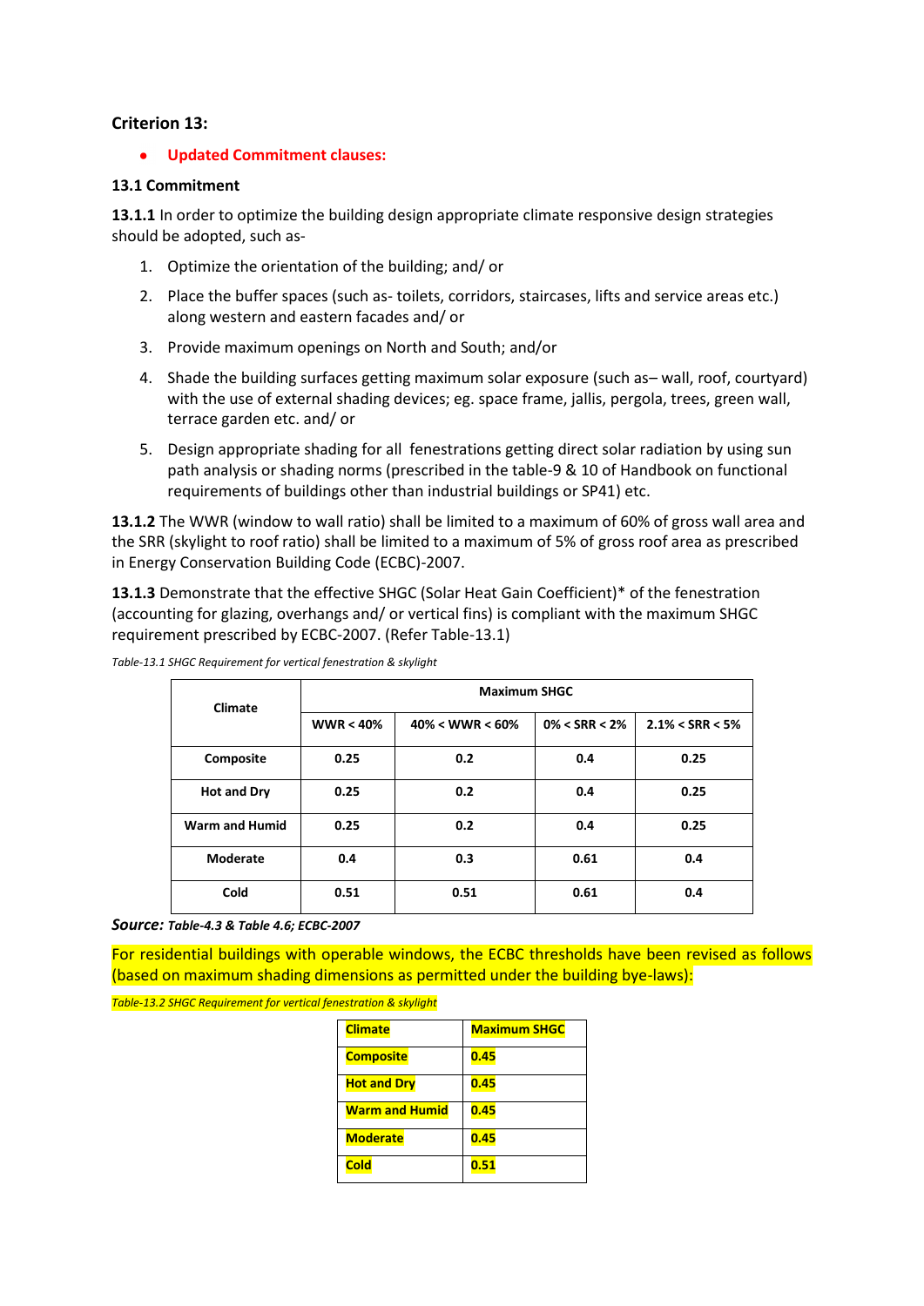### Criterion 13:

- **Updated Commitment clauses:**

**13.1 Commitment**

**13.1.1** In order to optimize the building design appropriate climate responsive design strategies should be adopted, such as-

1. Optimize the orientation of the building; and/ or
2. Place the buffer spaces (such as- toilets, corridors, staircases, lifts and service areas etc.) along western and eastern facades and/ or
3. Provide maximum openings on North and South; and/or
4. Shade the building surfaces getting maximum solar exposure (such as– wall, roof, courtyard) with the use of external shading devices; eg. space frame, jallis, pergola, trees, green wall, terrace garden etc. and/ or
5. Design appropriate shading for all fenestrations getting direct solar radiation by using sun path analysis or shading norms (prescribed in the table-9 & 10 of Handbook on functional requirements of buildings other than industrial buildings or SP41) etc.

**13.1.2** The WWR (window to wall ratio) shall be limited to a maximum of 60% of gross wall area and the SRR (skylight to roof ratio) shall be limited to a maximum of 5% of gross roof area as prescribed in Energy Conservation Building Code (ECBC)-2007.

**13.1.3** Demonstrate that the effective SHGC (Solar Heat Gain Coefficient)* of the fenestration (accounting for glazing, overhangs and/ or vertical fins) is compliant with the maximum SHGC requirement prescribed by ECBC-2007. (Refer Table-13.1)

*Table-13.1 SHGC Requirement for vertical fenestration & skylight*

| Climate | Maximum SHGC | | | |
|---|---|---|---|---|
| | WWR < 40% | 40% < WWR < 60% | 0% < SRR < 2% | 2.1% < SRR < 5% |
| Composite | 0.25 | 0.2 | 0.4 | 0.25 |
| Hot and Dry | 0.25 | 0.2 | 0.4 | 0.25 |
| Warm and Humid | 0.25 | 0.2 | 0.4 | 0.25 |
| Moderate | 0.4 | 0.3 | 0.61 | 0.4 |
| Cold | 0.51 | 0.51 | 0.61 | 0.4 |

***Source:** Table-4.3 & Table 4.6; ECBC-2007*

For residential buildings with operable windows, the ECBC thresholds have been revised as follows (based on maximum shading dimensions as permitted under the building bye-laws):

*Table-13.2 SHGC Requirement for vertical fenestration & skylight*

| Climate | Maximum SHGC |
|---|---|
| Composite | 0.45 |
| Hot and Dry | 0.45 |
| Warm and Humid | 0.45 |
| Moderate | 0.45 |
| Cold | 0.51 |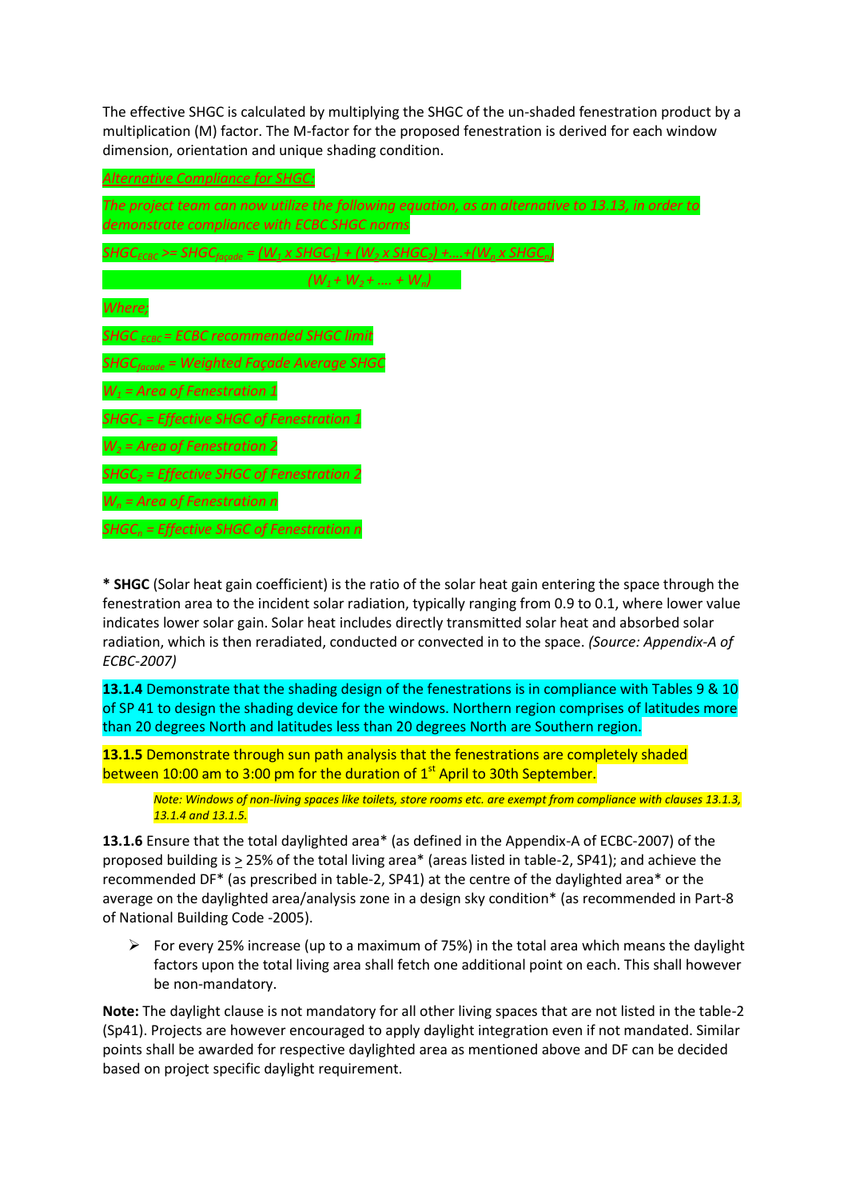The effective SHGC is calculated by multiplying the SHGC of the un-shaded fenestration product by a multiplication (M) factor. The M-factor for the proposed fenestration is derived for each window dimension, orientation and unique shading condition.

*Alternative Compliance for SHGC:*

*The project team can now utilize the following equation, as an alternative to 13.13, in order to demonstrate compliance with ECBC SHGC norms*

$$SHGC_{ECBC} >= SHGC_{façade} = \frac{(W_1 \times SHGC_1) + (W_2 \times SHGC_2) + .... + (W_n \times SHGC_n)}{(W_1 + W_2 + .... + W_n)}$$

*Where;*

*$SHGC_{ECBC}$ = ECBC recommended SHGC limit*

*$SHGC_{facade}$ = Weighted Façade Average SHGC*

*$W_1$ = Area of Fenestration 1*

*$SHGC_1$ = Effective SHGC of Fenestration 1*

*$W_2$ = Area of Fenestration 2*

*$SHGC_2$ = Effective SHGC of Fenestration 2*

*$W_n$ = Area of Fenestration n*

*$SHGC_n$ = Effective SHGC of Fenestration n*

\* **SHGC** (Solar heat gain coefficient) is the ratio of the solar heat gain entering the space through the fenestration area to the incident solar radiation, typically ranging from 0.9 to 0.1, where lower value indicates lower solar gain. Solar heat includes directly transmitted solar heat and absorbed solar radiation, which is then reradiated, conducted or convected in to the space. *(Source: Appendix-A of ECBC-2007)*

**13.1.4** Demonstrate that the shading design of the fenestrations is in compliance with Tables 9 & 10 of SP 41 to design the shading device for the windows. Northern region comprises of latitudes more than 20 degrees North and latitudes less than 20 degrees North are Southern region.

**13.1.5** Demonstrate through sun path analysis that the fenestrations are completely shaded between 10:00 am to 3:00 pm for the duration of 1st April to 30th September.

> *Note: Windows of non-living spaces like toilets, store rooms etc. are exempt from compliance with clauses 13.1.3, 13.1.4 and 13.1.5.*

**13.1.6** Ensure that the total daylighted area* (as defined in the Appendix-A of ECBC-2007) of the proposed building is ≥ 25% of the total living area* (areas listed in table-2, SP41); and achieve the recommended DF* (as prescribed in table-2, SP41) at the centre of the daylighted area* or the average on the daylighted area/analysis zone in a design sky condition* (as recommended in Part-8 of National Building Code -2005).

- For every 25% increase (up to a maximum of 75%) in the total area which means the daylight factors upon the total living area shall fetch one additional point on each. This shall however be non-mandatory.

**Note:** The daylight clause is not mandatory for all other living spaces that are not listed in the table-2 (Sp41). Projects are however encouraged to apply daylight integration even if not mandated. Similar points shall be awarded for respective daylighted area as mentioned above and DF can be decided based on project specific daylight requirement.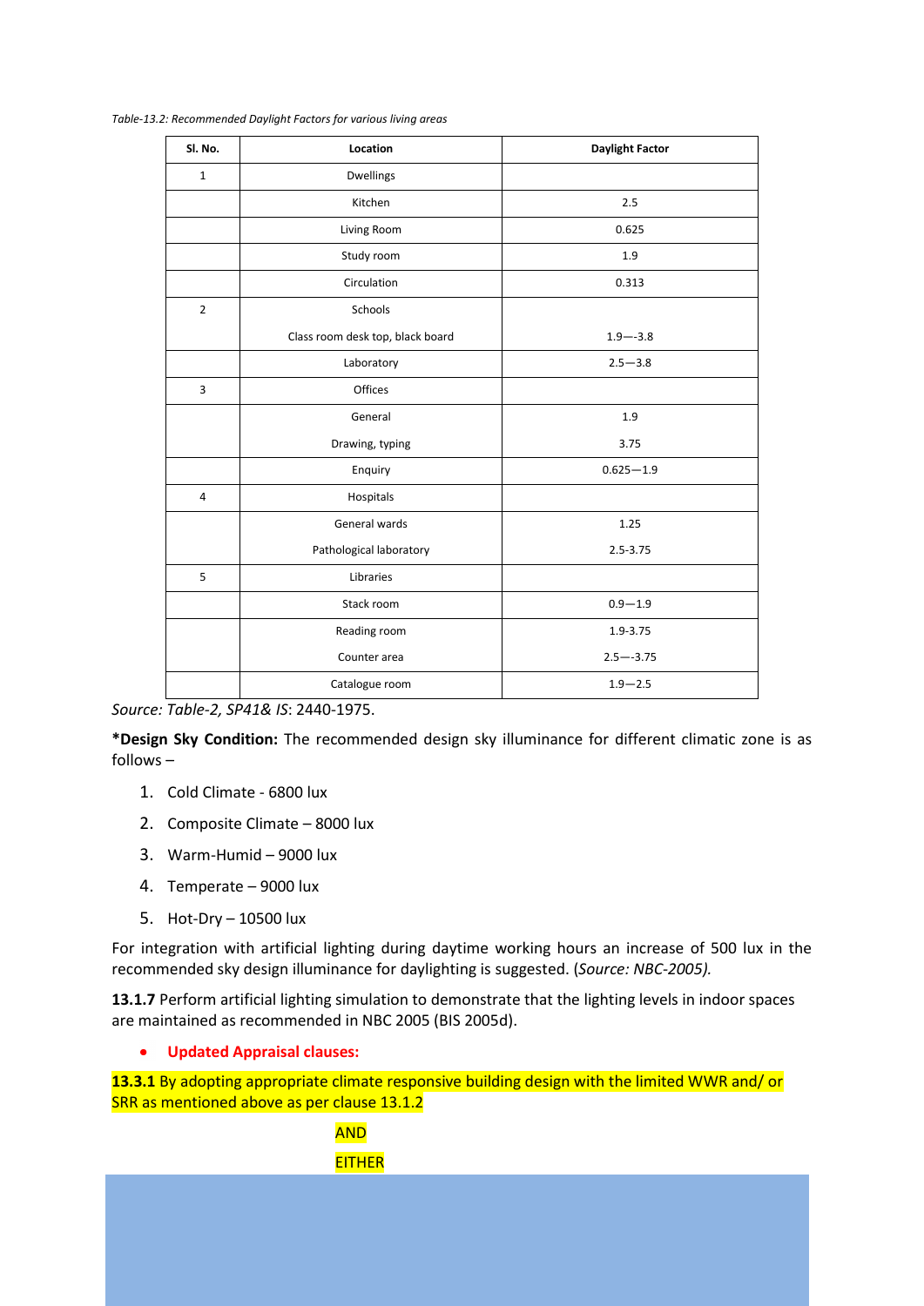*Table-13.2: Recommended Daylight Factors for various living areas*

| Sl. No. | Location | Daylight Factor |
|---|---|---|
| 1 | Dwellings | |
| | Kitchen | 2.5 |
| | Living Room | 0.625 |
| | Study room | 1.9 |
| | Circulation | 0.313 |
| 2 | Schools<br>Class room desk top, black board | <br>1.9—-3.8 |
| | Laboratory | 2.5—3.8 |
| 3 | Offices | |
| | General<br>Drawing, typing | 1.9<br>3.75 |
| | Enquiry | 0.625—1.9 |
| 4 | Hospitals | |
| | General wards<br>Pathological laboratory | 1.25<br>2.5-3.75 |
| 5 | Libraries | |
| | Stack room | 0.9—1.9 |
| | Reading room<br>Counter area | 1.9-3.75<br>2.5—-3.75 |
| | Catalogue room | 1.9—2.5 |

*Source: Table-2, SP41& IS*: 2440-1975.

**\*Design Sky Condition:** The recommended design sky illuminance for different climatic zone is as follows –

1. Cold Climate - 6800 lux
2. Composite Climate – 8000 lux
3. Warm-Humid – 9000 lux
4. Temperate – 9000 lux
5. Hot-Dry – 10500 lux

For integration with artificial lighting during daytime working hours an increase of 500 lux in the recommended sky design illuminance for daylighting is suggested. (*Source: NBC-2005).*

**13.1.7** Perform artificial lighting simulation to demonstrate that the lighting levels in indoor spaces are maintained as recommended in NBC 2005 (BIS 2005d).

- **Updated Appraisal clauses:**

**13.3.1** By adopting appropriate climate responsive building design with the limited WWR and/ or SRR as mentioned above as per clause 13.1.2

AND

EITHER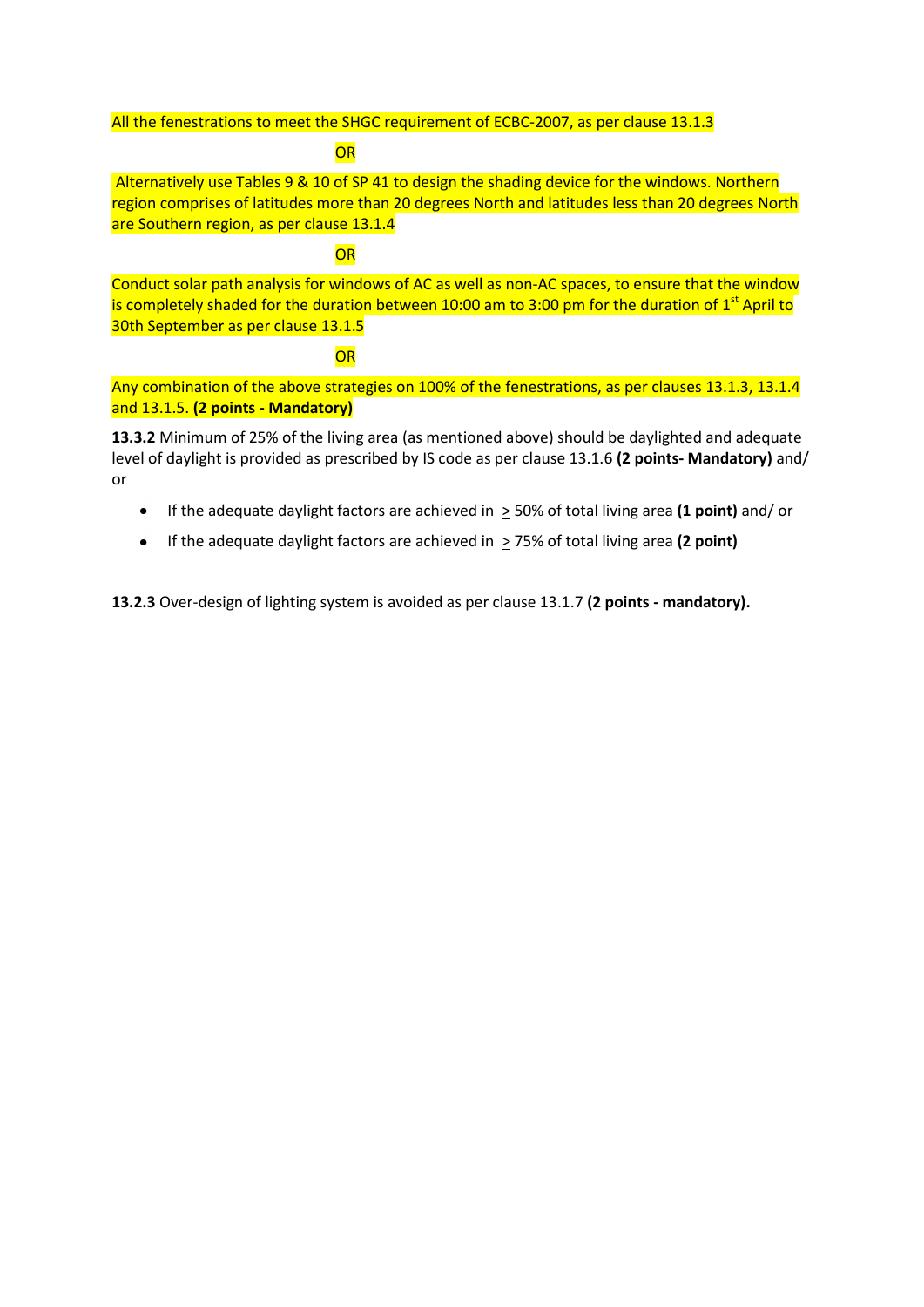All the fenestrations to meet the SHGC requirement of ECBC-2007, as per clause 13.1.3

OR

Alternatively use Tables 9 & 10 of SP 41 to design the shading device for the windows. Northern region comprises of latitudes more than 20 degrees North and latitudes less than 20 degrees North are Southern region, as per clause 13.1.4

OR

Conduct solar path analysis for windows of AC as well as non-AC spaces, to ensure that the window is completely shaded for the duration between 10:00 am to 3:00 pm for the duration of 1st April to 30th September as per clause 13.1.5

OR

Any combination of the above strategies on 100% of the fenestrations, as per clauses 13.1.3, 13.1.4 and 13.1.5. **(2 points - Mandatory)**

**13.3.2** Minimum of 25% of the living area (as mentioned above) should be daylighted and adequate level of daylight is provided as prescribed by IS code as per clause 13.1.6 **(2 points- Mandatory)** and/ or

- If the adequate daylight factors are achieved in ≥ 50% of total living area **(1 point)** and/ or
- If the adequate daylight factors are achieved in ≥ 75% of total living area **(2 point)**

**13.2.3** Over-design of lighting system is avoided as per clause 13.1.7 **(2 points - mandatory).**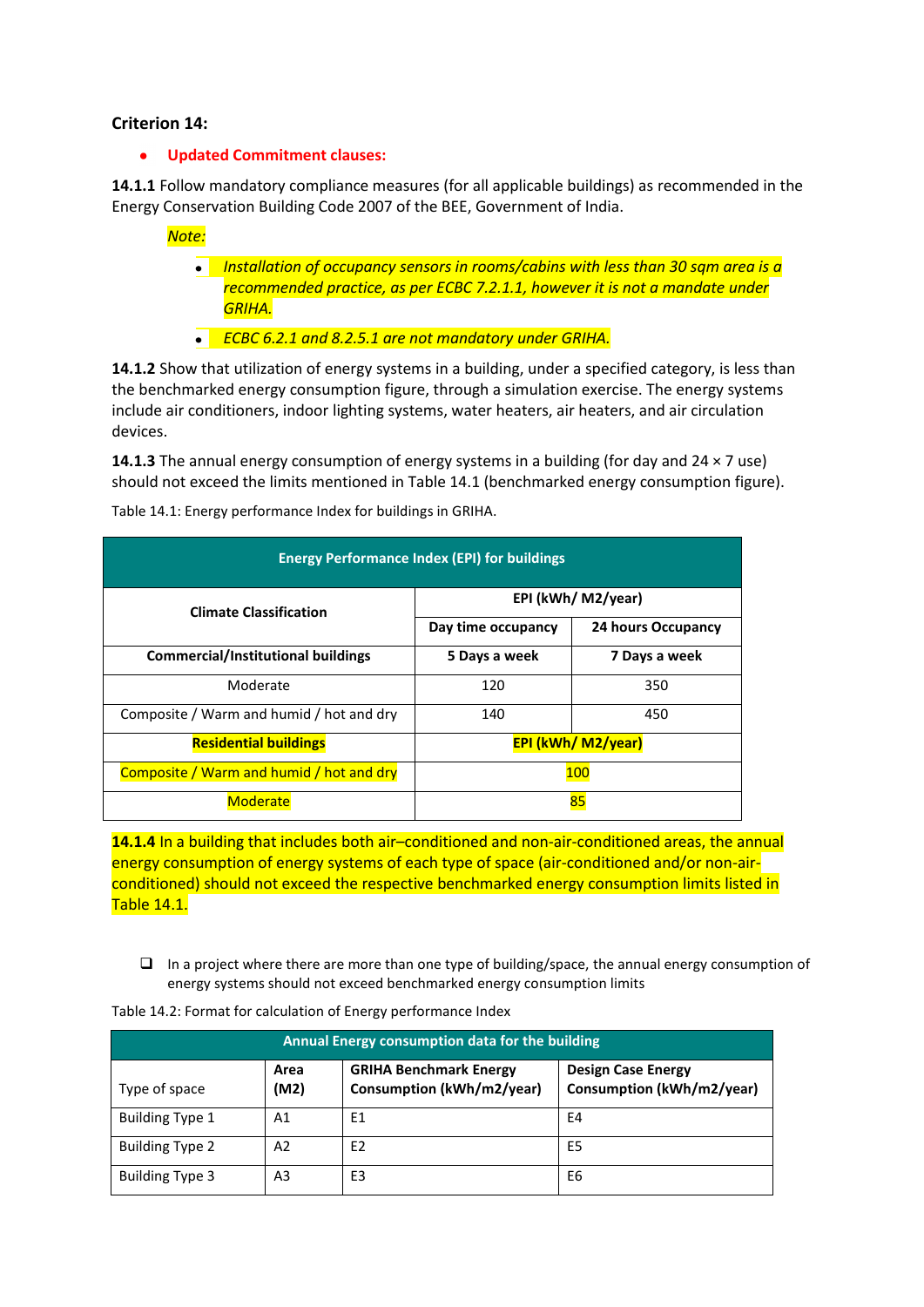### Criterion 14:

- **Updated Commitment clauses:**

**14.1.1** Follow mandatory compliance measures (for all applicable buildings) as recommended in the Energy Conservation Building Code 2007 of the BEE, Government of India.

*Note:*

- *Installation of occupancy sensors in rooms/cabins with less than 30 sqm area is a recommended practice, as per ECBC 7.2.1.1, however it is not a mandate under GRIHA.*
- *ECBC 6.2.1 and 8.2.5.1 are not mandatory under GRIHA.*

**14.1.2** Show that utilization of energy systems in a building, under a specified category, is less than the benchmarked energy consumption figure, through a simulation exercise. The energy systems include air conditioners, indoor lighting systems, water heaters, air heaters, and air circulation devices.

**14.1.3** The annual energy consumption of energy systems in a building (for day and 24 × 7 use) should not exceed the limits mentioned in Table 14.1 (benchmarked energy consumption figure).

Table 14.1: Energy performance Index for buildings in GRIHA.

| Energy Performance Index (EPI) for buildings | | |
|---|---|---|
| **Climate Classification** | **EPI (kWh/ M2/year)** | |
| | **Day time occupancy** | **24 hours Occupancy** |
| **Commercial/Institutional buildings** | **5 Days a week** | **7 Days a week** |
| Moderate | 120 | 350 |
| Composite / Warm and humid / hot and dry | 140 | 450 |
| **Residential buildings** | **EPI (kWh/ M2/year)** | |
| Composite / Warm and humid / hot and dry | 100 | |
| Moderate | 85 | |

**14.1.4** In a building that includes both air–conditioned and non-air-conditioned areas, the annual energy consumption of energy systems of each type of space (air-conditioned and/or non-air-conditioned) should not exceed the respective benchmarked energy consumption limits listed in Table 14.1.

- ❑ In a project where there are more than one type of building/space, the annual energy consumption of energy systems should not exceed benchmarked energy consumption limits

Table 14.2: Format for calculation of Energy performance Index

| Annual Energy consumption data for the building | | | |
|---|---|---|---|
| Type of space | **Area (M2)** | **GRIHA Benchmark Energy Consumption (kWh/m2/year)** | **Design Case Energy Consumption (kWh/m2/year)** |
| Building Type 1 | A1 | E1 | E4 |
| Building Type 2 | A2 | E2 | E5 |
| Building Type 3 | A3 | E3 | E6 |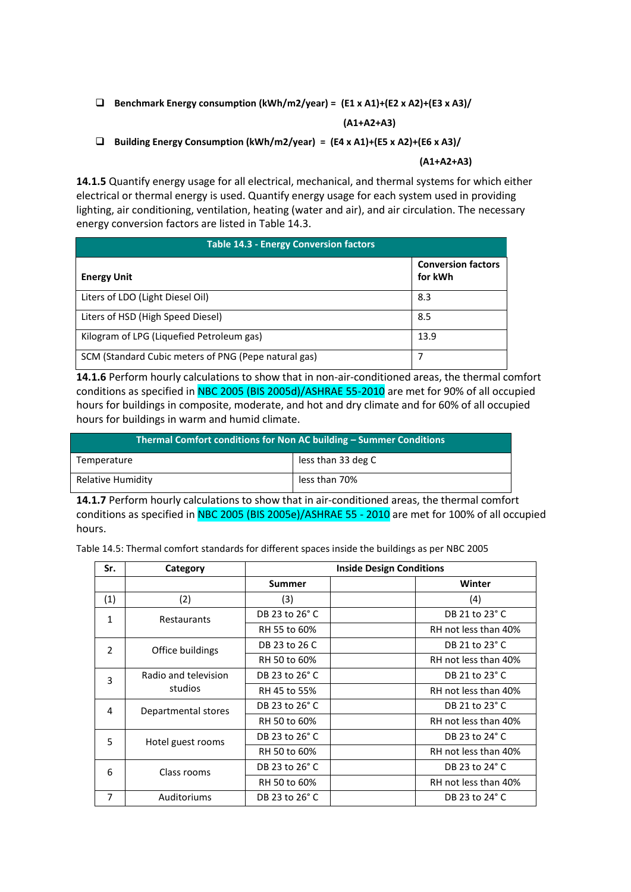- **Benchmark Energy consumption (kWh/m2/year) = (E1 x A1)+(E2 x A2)+(E3 x A3)/ (A1+A2+A3)**
- **Building Energy Consumption (kWh/m2/year) = (E4 x A1)+(E5 x A2)+(E6 x A3)/ (A1+A2+A3)**

**14.1.5** Quantify energy usage for all electrical, mechanical, and thermal systems for which either electrical or thermal energy is used. Quantify energy usage for each system used in providing lighting, air conditioning, ventilation, heating (water and air), and air circulation. The necessary energy conversion factors are listed in Table 14.3.

**Table 14.3 - Energy Conversion factors**

| Energy Unit | Conversion factors for kWh |
|---|---|
| Liters of LDO (Light Diesel Oil) | 8.3 |
| Liters of HSD (High Speed Diesel) | 8.5 |
| Kilogram of LPG (Liquefied Petroleum gas) | 13.9 |
| SCM (Standard Cubic meters of PNG (Pepe natural gas) | 7 |

**14.1.6** Perform hourly calculations to show that in non-air-conditioned areas, the thermal comfort conditions as specified in NBC 2005 (BIS 2005d)/ASHRAE 55-2010 are met for 90% of all occupied hours for buildings in composite, moderate, and hot and dry climate and for 60% of all occupied hours for buildings in warm and humid climate.

**Thermal Comfort conditions for Non AC building – Summer Conditions**

| Parameter | Condition |
|---|---|
| Temperature | less than 33 deg C |
| Relative Humidity | less than 70% |

**14.1.7** Perform hourly calculations to show that in air-conditioned areas, the thermal comfort conditions as specified in NBC 2005 (BIS 2005e)/ASHRAE 55 - 2010 are met for 100% of all occupied hours.

Table 14.5: Thermal comfort standards for different spaces inside the buildings as per NBC 2005

| Sr. | Category | Inside Design Conditions | | |
|---|---|---|---|---|
| | | Summer | | Winter |
| (1) | (2) | (3) | | (4) |
| 1 | Restaurants | DB 23 to 26° C | | DB 21 to 23° C |
| | | RH 55 to 60% | | RH not less than 40% |
| 2 | Office buildings | DB 23 to 26 C | | DB 21 to 23° C |
| | | RH 50 to 60% | | RH not less than 40% |
| 3 | Radio and television studios | DB 23 to 26° C | | DB 21 to 23° C |
| | | RH 45 to 55% | | RH not less than 40% |
| 4 | Departmental stores | DB 23 to 26° C | | DB 21 to 23° C |
| | | RH 50 to 60% | | RH not less than 40% |
| 5 | Hotel guest rooms | DB 23 to 26° C | | DB 23 to 24° C |
| | | RH 50 to 60% | | RH not less than 40% |
| 6 | Class rooms | DB 23 to 26° C | | DB 23 to 24° C |
| | | RH 50 to 60% | | RH not less than 40% |
| 7 | Auditoriums | DB 23 to 26° C | | DB 23 to 24° C |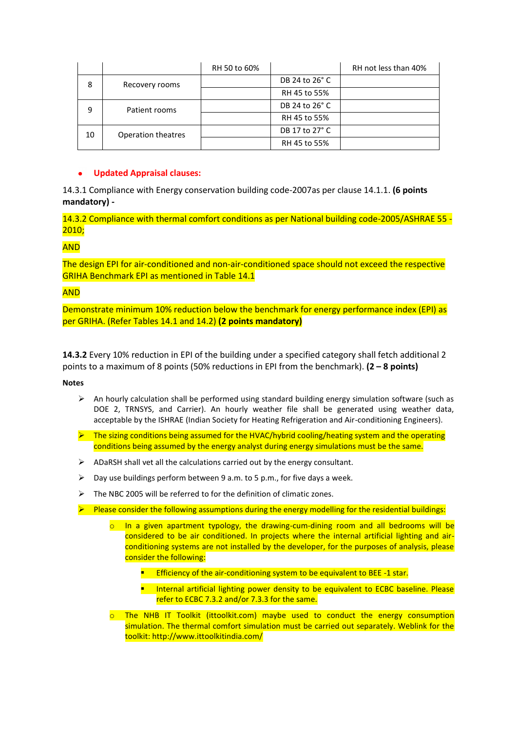| | | RH 50 to 60% | | RH not less than 40% |
|---|---|---|---|---|
| 8 | Recovery rooms | | DB 24 to 26° C | |
| | | | RH 45 to 55% | |
| 9 | Patient rooms | | DB 24 to 26° C | |
| | | | RH 45 to 55% | |
| 10 | Operation theatres | | DB 17 to 27° C | |
| | | | RH 45 to 55% | |

- **Updated Appraisal clauses:**

14.3.1 Compliance with Energy conservation building code-2007as per clause 14.1.1. **(6 points mandatory) -**

14.3.2 Compliance with thermal comfort conditions as per National building code-2005/ASHRAE 55 - 2010;

AND

The design EPI for air-conditioned and non-air-conditioned space should not exceed the respective GRIHA Benchmark EPI as mentioned in Table 14.1

AND

Demonstrate minimum 10% reduction below the benchmark for energy performance index (EPI) as per GRIHA. (Refer Tables 14.1 and 14.2) **(2 points mandatory)**

**14.3.2** Every 10% reduction in EPI of the building under a specified category shall fetch additional 2 points to a maximum of 8 points (50% reductions in EPI from the benchmark). **(2 – 8 points)**

**Notes**

- An hourly calculation shall be performed using standard building energy simulation software (such as DOE 2, TRNSYS, and Carrier). An hourly weather file shall be generated using weather data, acceptable by the ISHRAE (Indian Society for Heating Refrigeration and Air-conditioning Engineers).
- The sizing conditions being assumed for the HVAC/hybrid cooling/heating system and the operating conditions being assumed by the energy analyst during energy simulations must be the same.
- ADaRSH shall vet all the calculations carried out by the energy consultant.
- Day use buildings perform between 9 a.m. to 5 p.m., for five days a week.
- The NBC 2005 will be referred to for the definition of climatic zones.
- Please consider the following assumptions during the energy modelling for the residential buildings:
  - In a given apartment typology, the drawing-cum-dining room and all bedrooms will be considered to be air conditioned. In projects where the internal artificial lighting and air-conditioning systems are not installed by the developer, for the purposes of analysis, please consider the following:
    - Efficiency of the air-conditioning system to be equivalent to BEE -1 star.
    - Internal artificial lighting power density to be equivalent to ECBC baseline. Please refer to ECBC 7.3.2 and/or 7.3.3 for the same.
  - The NHB IT Toolkit (ittoolkit.com) maybe used to conduct the energy consumption simulation. The thermal comfort simulation must be carried out separately. Weblink for the toolkit: http://www.ittoolkitindia.com/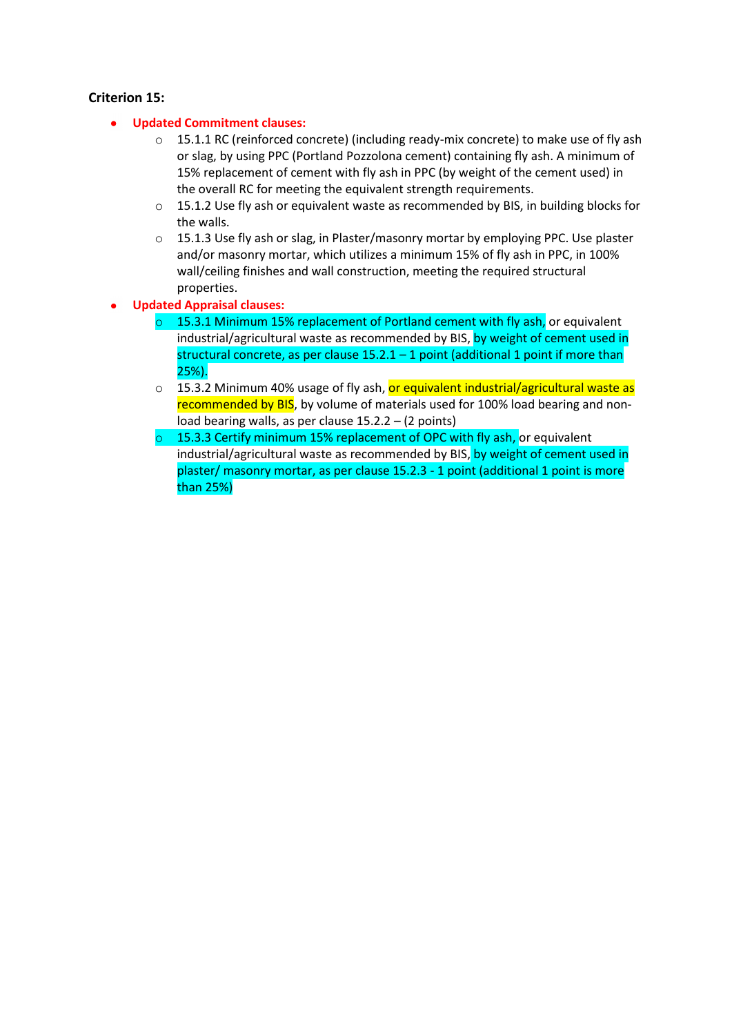**Criterion 15:**

- **Updated Commitment clauses:**
    - 15.1.1 RC (reinforced concrete) (including ready-mix concrete) to make use of fly ash or slag, by using PPC (Portland Pozzolona cement) containing fly ash. A minimum of 15% replacement of cement with fly ash in PPC (by weight of the cement used) in the overall RC for meeting the equivalent strength requirements.
    - 15.1.2 Use fly ash or equivalent waste as recommended by BIS, in building blocks for the walls.
    - 15.1.3 Use fly ash or slag, in Plaster/masonry mortar by employing PPC. Use plaster and/or masonry mortar, which utilizes a minimum 15% of fly ash in PPC, in 100% wall/ceiling finishes and wall construction, meeting the required structural properties.
- **Updated Appraisal clauses:**
    - 15.3.1 Minimum 15% replacement of Portland cement with fly ash, or equivalent industrial/agricultural waste as recommended by BIS, by weight of cement used in structural concrete, as per clause 15.2.1 – 1 point (additional 1 point if more than 25%).
    - 15.3.2 Minimum 40% usage of fly ash, or equivalent industrial/agricultural waste as recommended by BIS, by volume of materials used for 100% load bearing and non-load bearing walls, as per clause 15.2.2 – (2 points)
    - 15.3.3 Certify minimum 15% replacement of OPC with fly ash, or equivalent industrial/agricultural waste as recommended by BIS, by weight of cement used in plaster/ masonry mortar, as per clause 15.2.3 - 1 point (additional 1 point is more than 25%)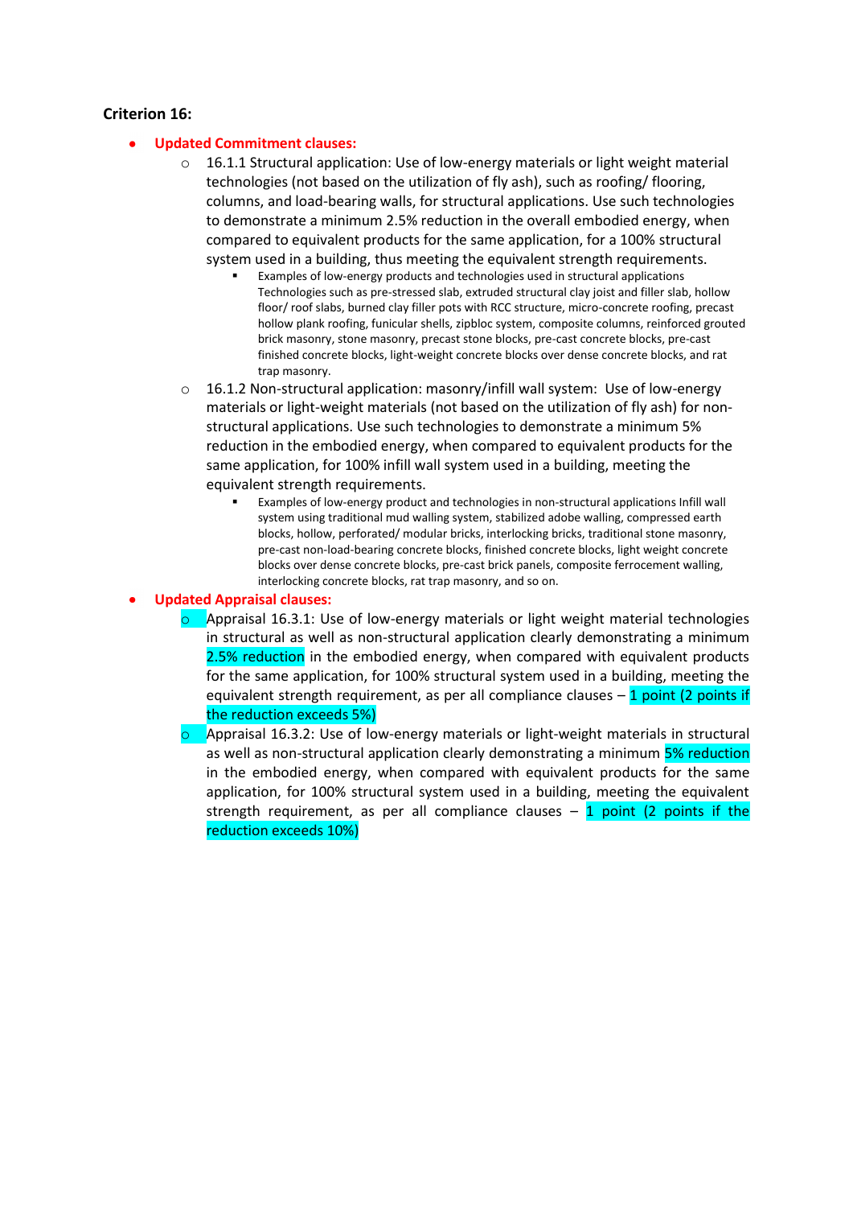**Criterion 16:**

- **Updated Commitment clauses:**
  - 16.1.1 Structural application: Use of low-energy materials or light weight material technologies (not based on the utilization of fly ash), such as roofing/ flooring, columns, and load-bearing walls, for structural applications. Use such technologies to demonstrate a minimum 2.5% reduction in the overall embodied energy, when compared to equivalent products for the same application, for a 100% structural system used in a building, thus meeting the equivalent strength requirements.
    - Examples of low-energy products and technologies used in structural applications Technologies such as pre-stressed slab, extruded structural clay joist and filler slab, hollow floor/ roof slabs, burned clay filler pots with RCC structure, micro-concrete roofing, precast hollow plank roofing, funicular shells, zipbloc system, composite columns, reinforced grouted brick masonry, stone masonry, precast stone blocks, pre-cast concrete blocks, pre-cast finished concrete blocks, light-weight concrete blocks over dense concrete blocks, and rat trap masonry.
  - 16.1.2 Non-structural application: masonry/infill wall system: Use of low-energy materials or light-weight materials (not based on the utilization of fly ash) for non-structural applications. Use such technologies to demonstrate a minimum 5% reduction in the embodied energy, when compared to equivalent products for the same application, for 100% infill wall system used in a building, meeting the equivalent strength requirements.
    - Examples of low-energy product and technologies in non-structural applications Infill wall system using traditional mud walling system, stabilized adobe walling, compressed earth blocks, hollow, perforated/ modular bricks, interlocking bricks, traditional stone masonry, pre-cast non-load-bearing concrete blocks, finished concrete blocks, light weight concrete blocks over dense concrete blocks, pre-cast brick panels, composite ferrocement walling, interlocking concrete blocks, rat trap masonry, and so on.
- **Updated Appraisal clauses:**
  - Appraisal 16.3.1: Use of low-energy materials or light weight material technologies in structural as well as non-structural application clearly demonstrating a minimum 2.5% reduction in the embodied energy, when compared with equivalent products for the same application, for 100% structural system used in a building, meeting the equivalent strength requirement, as per all compliance clauses – 1 point (2 points if the reduction exceeds 5%)
  - Appraisal 16.3.2: Use of low-energy materials or light-weight materials in structural as well as non-structural application clearly demonstrating a minimum 5% reduction in the embodied energy, when compared with equivalent products for the same application, for 100% structural system used in a building, meeting the equivalent strength requirement, as per all compliance clauses – 1 point (2 points if the reduction exceeds 10%)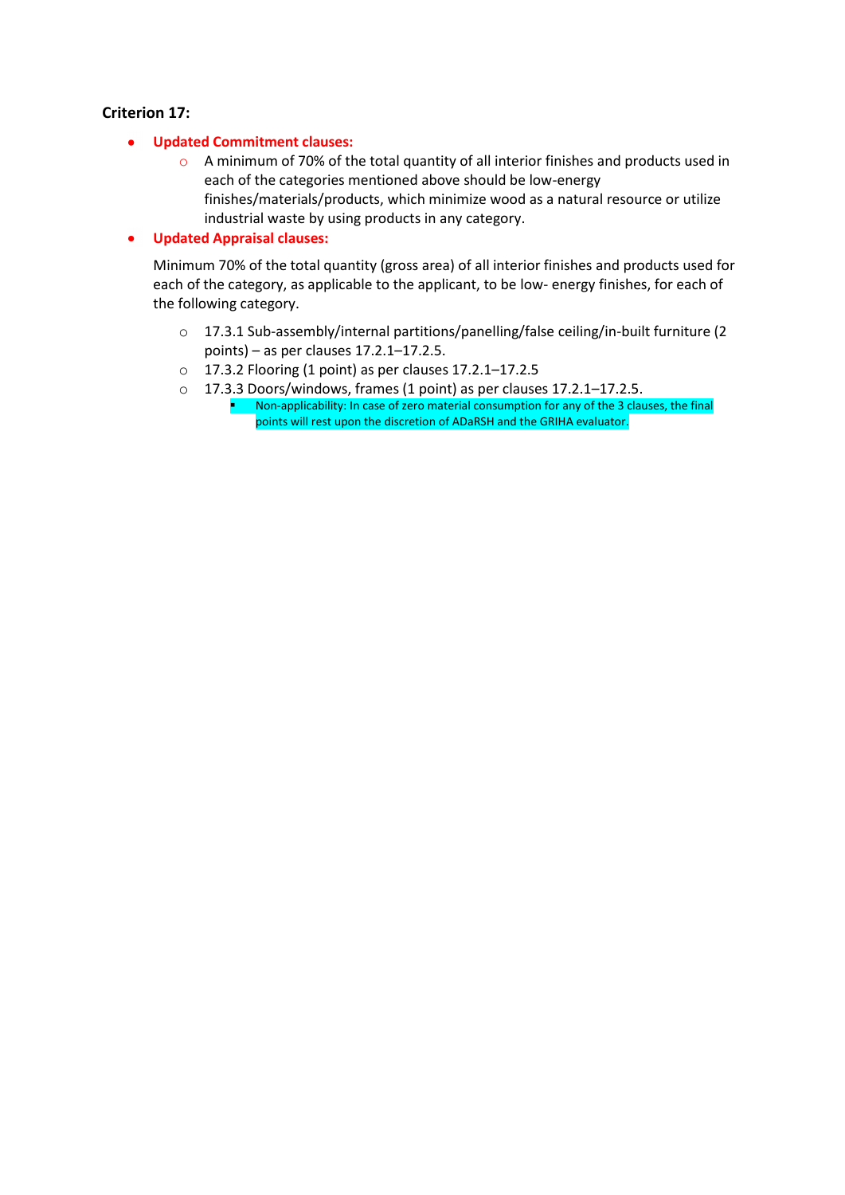**Criterion 17:**

- **Updated Commitment clauses:**
  - A minimum of 70% of the total quantity of all interior finishes and products used in each of the categories mentioned above should be low-energy finishes/materials/products, which minimize wood as a natural resource or utilize industrial waste by using products in any category.
- **Updated Appraisal clauses:**

  Minimum 70% of the total quantity (gross area) of all interior finishes and products used for each of the category, as applicable to the applicant, to be low- energy finishes, for each of the following category.

  - 17.3.1 Sub-assembly/internal partitions/panelling/false ceiling/in-built furniture (2 points) – as per clauses 17.2.1–17.2.5.
  - 17.3.2 Flooring (1 point) as per clauses 17.2.1–17.2.5
  - 17.3.3 Doors/windows, frames (1 point) as per clauses 17.2.1–17.2.5.
    - Non-applicability: In case of zero material consumption for any of the 3 clauses, the final points will rest upon the discretion of ADaRSH and the GRIHA evaluator.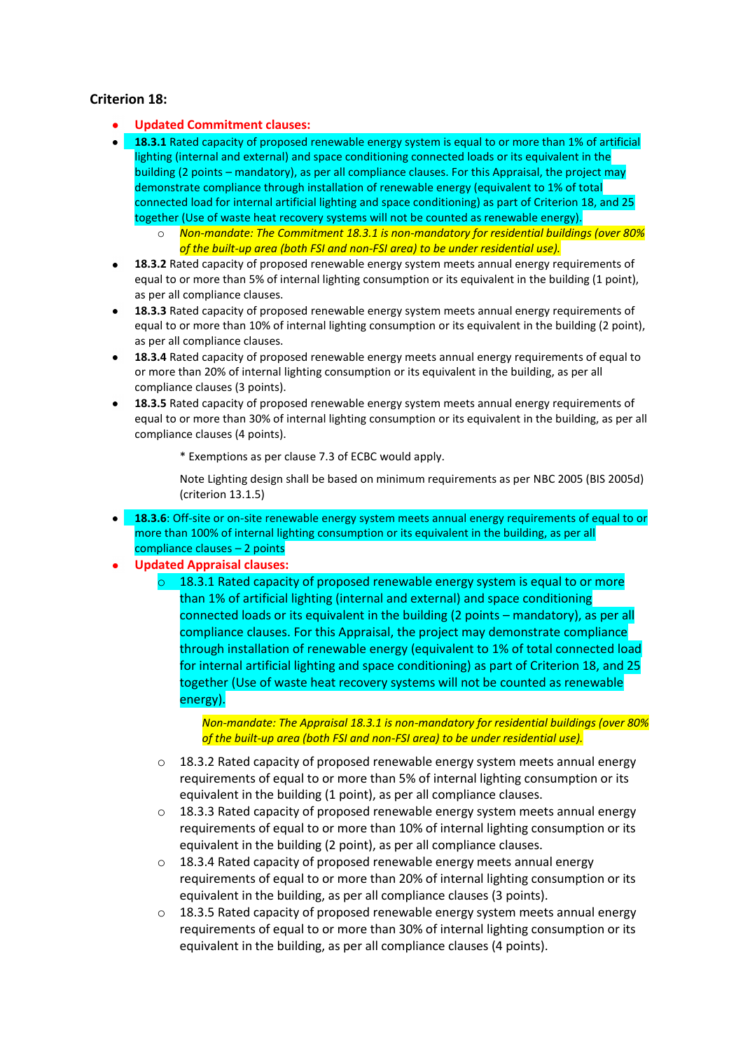### Criterion 18:

- **Updated Commitment clauses:**
- **18.3.1** Rated capacity of proposed renewable energy system is equal to or more than 1% of artificial lighting (internal and external) and space conditioning connected loads or its equivalent in the building (2 points – mandatory), as per all compliance clauses. For this Appraisal, the project may demonstrate compliance through installation of renewable energy (equivalent to 1% of total connected load for internal artificial lighting and space conditioning) as part of Criterion 18, and 25 together (Use of waste heat recovery systems will not be counted as renewable energy).
    - *Non-mandate: The Commitment 18.3.1 is non-mandatory for residential buildings (over 80% of the built-up area (both FSI and non-FSI area) to be under residential use).*
- **18.3.2** Rated capacity of proposed renewable energy system meets annual energy requirements of equal to or more than 5% of internal lighting consumption or its equivalent in the building (1 point), as per all compliance clauses.
- **18.3.3** Rated capacity of proposed renewable energy system meets annual energy requirements of equal to or more than 10% of internal lighting consumption or its equivalent in the building (2 point), as per all compliance clauses.
- **18.3.4** Rated capacity of proposed renewable energy meets annual energy requirements of equal to or more than 20% of internal lighting consumption or its equivalent in the building, as per all compliance clauses (3 points).
- **18.3.5** Rated capacity of proposed renewable energy system meets annual energy requirements of equal to or more than 30% of internal lighting consumption or its equivalent in the building, as per all compliance clauses (4 points).

    * Exemptions as per clause 7.3 of ECBC would apply.

    Note Lighting design shall be based on minimum requirements as per NBC 2005 (BIS 2005d) (criterion 13.1.5)

- **18.3.6**: Off-site or on-site renewable energy system meets annual energy requirements of equal to or more than 100% of internal lighting consumption or its equivalent in the building, as per all compliance clauses – 2 points
- **Updated Appraisal clauses:**
    - 18.3.1 Rated capacity of proposed renewable energy system is equal to or more than 1% of artificial lighting (internal and external) and space conditioning connected loads or its equivalent in the building (2 points – mandatory), as per all compliance clauses. For this Appraisal, the project may demonstrate compliance through installation of renewable energy (equivalent to 1% of total connected load for internal artificial lighting and space conditioning) as part of Criterion 18, and 25 together (Use of waste heat recovery systems will not be counted as renewable energy).

        *Non-mandate: The Appraisal 18.3.1 is non-mandatory for residential buildings (over 80% of the built-up area (both FSI and non-FSI area) to be under residential use).*

    - 18.3.2 Rated capacity of proposed renewable energy system meets annual energy requirements of equal to or more than 5% of internal lighting consumption or its equivalent in the building (1 point), as per all compliance clauses.
    - 18.3.3 Rated capacity of proposed renewable energy system meets annual energy requirements of equal to or more than 10% of internal lighting consumption or its equivalent in the building (2 point), as per all compliance clauses.
    - 18.3.4 Rated capacity of proposed renewable energy meets annual energy requirements of equal to or more than 20% of internal lighting consumption or its equivalent in the building, as per all compliance clauses (3 points).
    - 18.3.5 Rated capacity of proposed renewable energy system meets annual energy requirements of equal to or more than 30% of internal lighting consumption or its equivalent in the building, as per all compliance clauses (4 points).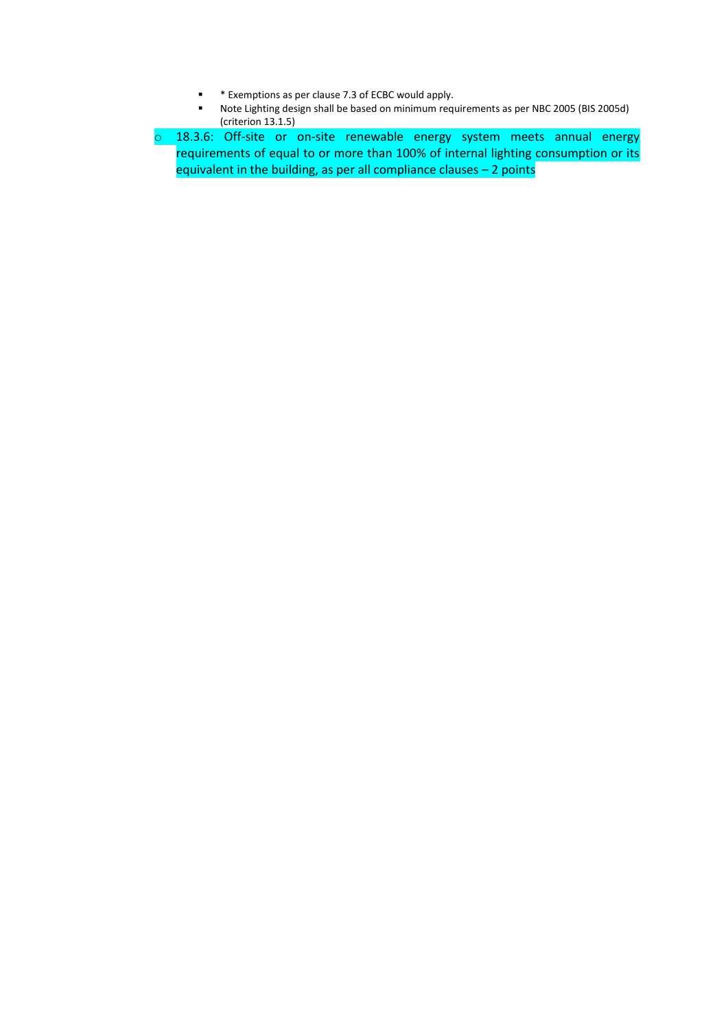- * Exemptions as per clause 7.3 of ECBC would apply.
  - Note Lighting design shall be based on minimum requirements as per NBC 2005 (BIS 2005d) (criterion 13.1.5)

- 18.3.6: Off-site or on-site renewable energy system meets annual energy requirements of equal to or more than 100% of internal lighting consumption or its equivalent in the building, as per all compliance clauses – 2 points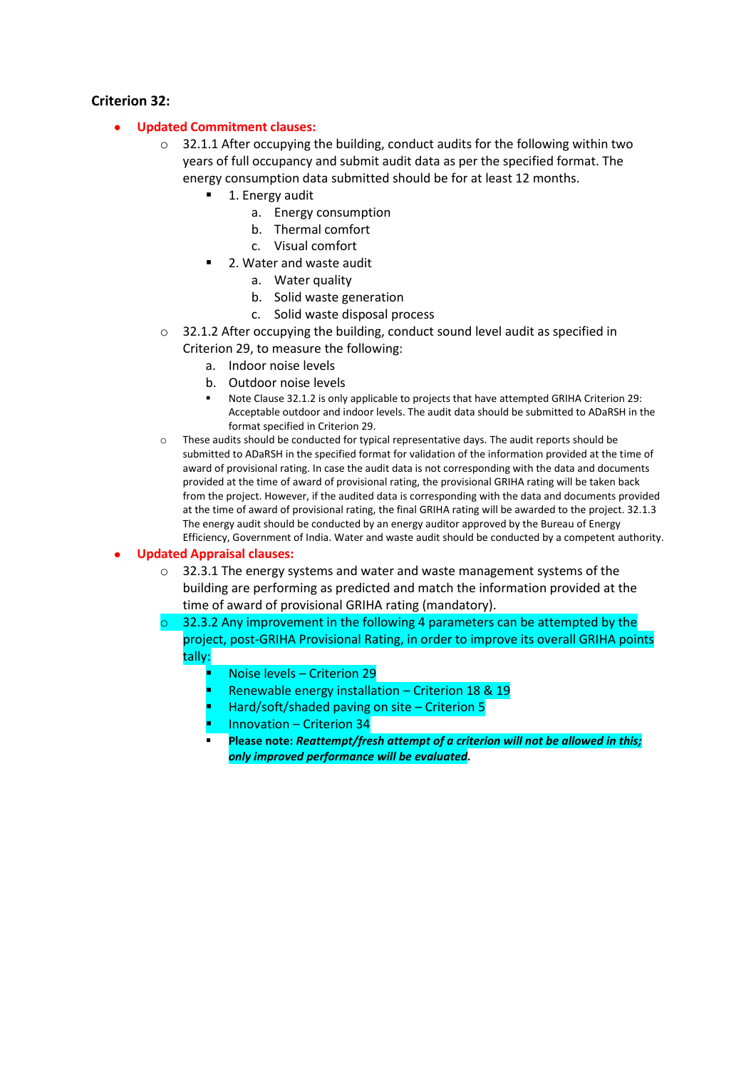**Criterion 32:**

- **Updated Commitment clauses:**
  - 32.1.1 After occupying the building, conduct audits for the following within two years of full occupancy and submit audit data as per the specified format. The energy consumption data submitted should be for at least 12 months.
    - 1. Energy audit
      - a. Energy consumption
      - b. Thermal comfort
      - c. Visual comfort
    - 2. Water and waste audit
      - a. Water quality
      - b. Solid waste generation
      - c. Solid waste disposal process
  - 32.1.2 After occupying the building, conduct sound level audit as specified in Criterion 29, to measure the following:
    - a. Indoor noise levels
    - b. Outdoor noise levels
    - Note Clause 32.1.2 is only applicable to projects that have attempted GRIHA Criterion 29: Acceptable outdoor and indoor levels. The audit data should be submitted to ADaRSH in the format specified in Criterion 29.
  - These audits should be conducted for typical representative days. The audit reports should be submitted to ADaRSH in the specified format for validation of the information provided at the time of award of provisional rating. In case the audit data is not corresponding with the data and documents provided at the time of award of provisional rating, the provisional GRIHA rating will be taken back from the project. However, if the audited data is corresponding with the data and documents provided at the time of award of provisional rating, the final GRIHA rating will be awarded to the project. 32.1.3 The energy audit should be conducted by an energy auditor approved by the Bureau of Energy Efficiency, Government of India. Water and waste audit should be conducted by a competent authority.
- **Updated Appraisal clauses:**
  - 32.3.1 The energy systems and water and waste management systems of the building are performing as predicted and match the information provided at the time of award of provisional GRIHA rating (mandatory).
  - 32.3.2 Any improvement in the following 4 parameters can be attempted by the project, post-GRIHA Provisional Rating, in order to improve its overall GRIHA points tally:
    - Noise levels – Criterion 29
    - Renewable energy installation – Criterion 18 & 19
    - Hard/soft/shaded paving on site – Criterion 5
    - Innovation – Criterion 34
    - **Please note: *Reattempt/fresh attempt of a criterion will not be allowed in this; only improved performance will be evaluated*.**